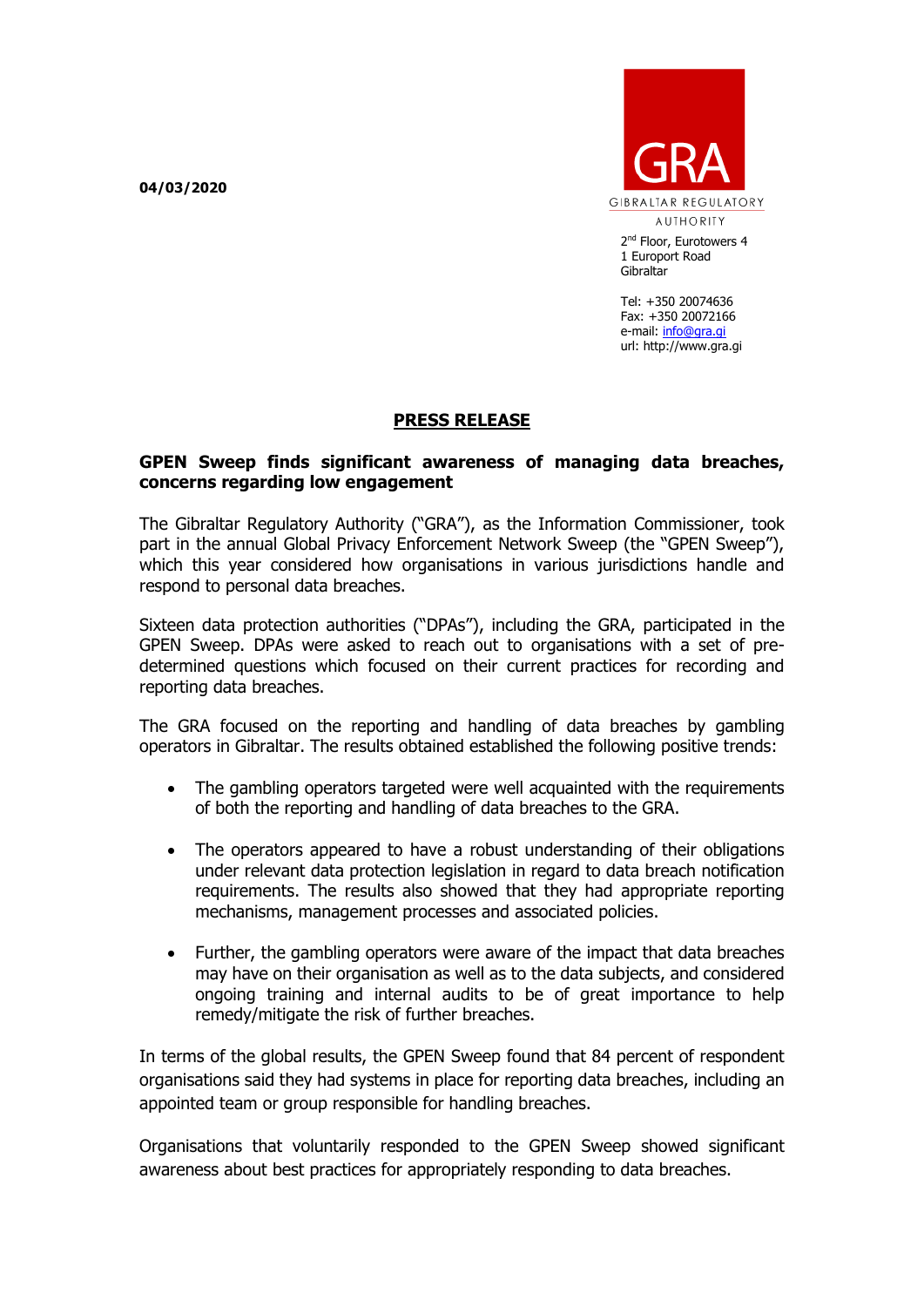**04/03/2020**

GRA
GIBRALTAR REGULATORY AUTHORITY

2nd Floor, Eurotowers 4
1 Europort Road
Gibraltar

Tel: +350 20074636
Fax: +350 20072166
e-mail: info@gra.gi
url: http://www.gra.gi

# PRESS RELEASE

## GPEN Sweep finds significant awareness of managing data breaches, concerns regarding low engagement

The Gibraltar Regulatory Authority ("GRA"), as the Information Commissioner, took part in the annual Global Privacy Enforcement Network Sweep (the "GPEN Sweep"), which this year considered how organisations in various jurisdictions handle and respond to personal data breaches.

Sixteen data protection authorities ("DPAs"), including the GRA, participated in the GPEN Sweep. DPAs were asked to reach out to organisations with a set of pre-determined questions which focused on their current practices for recording and reporting data breaches.

The GRA focused on the reporting and handling of data breaches by gambling operators in Gibraltar. The results obtained established the following positive trends:

- The gambling operators targeted were well acquainted with the requirements of both the reporting and handling of data breaches to the GRA.
- The operators appeared to have a robust understanding of their obligations under relevant data protection legislation in regard to data breach notification requirements. The results also showed that they had appropriate reporting mechanisms, management processes and associated policies.
- Further, the gambling operators were aware of the impact that data breaches may have on their organisation as well as to the data subjects, and considered ongoing training and internal audits to be of great importance to help remedy/mitigate the risk of further breaches.

In terms of the global results, the GPEN Sweep found that 84 percent of respondent organisations said they had systems in place for reporting data breaches, including an appointed team or group responsible for handling breaches.

Organisations that voluntarily responded to the GPEN Sweep showed significant awareness about best practices for appropriately responding to data breaches.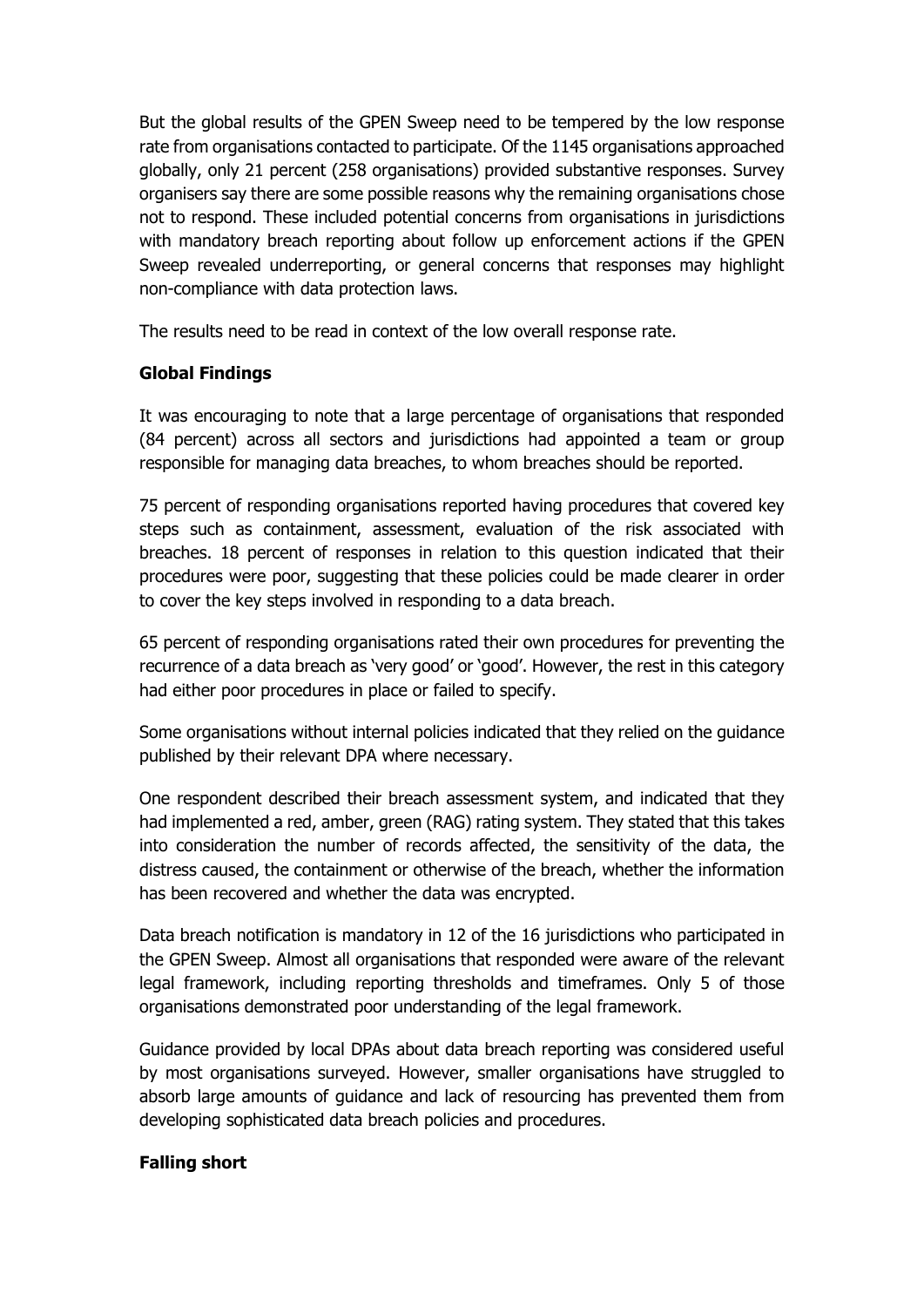But the global results of the GPEN Sweep need to be tempered by the low response rate from organisations contacted to participate. Of the 1145 organisations approached globally, only 21 percent (258 organisations) provided substantive responses. Survey organisers say there are some possible reasons why the remaining organisations chose not to respond. These included potential concerns from organisations in jurisdictions with mandatory breach reporting about follow up enforcement actions if the GPEN Sweep revealed underreporting, or general concerns that responses may highlight non-compliance with data protection laws.

The results need to be read in context of the low overall response rate.

**Global Findings**

It was encouraging to note that a large percentage of organisations that responded (84 percent) across all sectors and jurisdictions had appointed a team or group responsible for managing data breaches, to whom breaches should be reported.

75 percent of responding organisations reported having procedures that covered key steps such as containment, assessment, evaluation of the risk associated with breaches. 18 percent of responses in relation to this question indicated that their procedures were poor, suggesting that these policies could be made clearer in order to cover the key steps involved in responding to a data breach.

65 percent of responding organisations rated their own procedures for preventing the recurrence of a data breach as 'very good' or 'good'. However, the rest in this category had either poor procedures in place or failed to specify.

Some organisations without internal policies indicated that they relied on the guidance published by their relevant DPA where necessary.

One respondent described their breach assessment system, and indicated that they had implemented a red, amber, green (RAG) rating system. They stated that this takes into consideration the number of records affected, the sensitivity of the data, the distress caused, the containment or otherwise of the breach, whether the information has been recovered and whether the data was encrypted.

Data breach notification is mandatory in 12 of the 16 jurisdictions who participated in the GPEN Sweep. Almost all organisations that responded were aware of the relevant legal framework, including reporting thresholds and timeframes. Only 5 of those organisations demonstrated poor understanding of the legal framework.

Guidance provided by local DPAs about data breach reporting was considered useful by most organisations surveyed. However, smaller organisations have struggled to absorb large amounts of guidance and lack of resourcing has prevented them from developing sophisticated data breach policies and procedures.

**Falling short**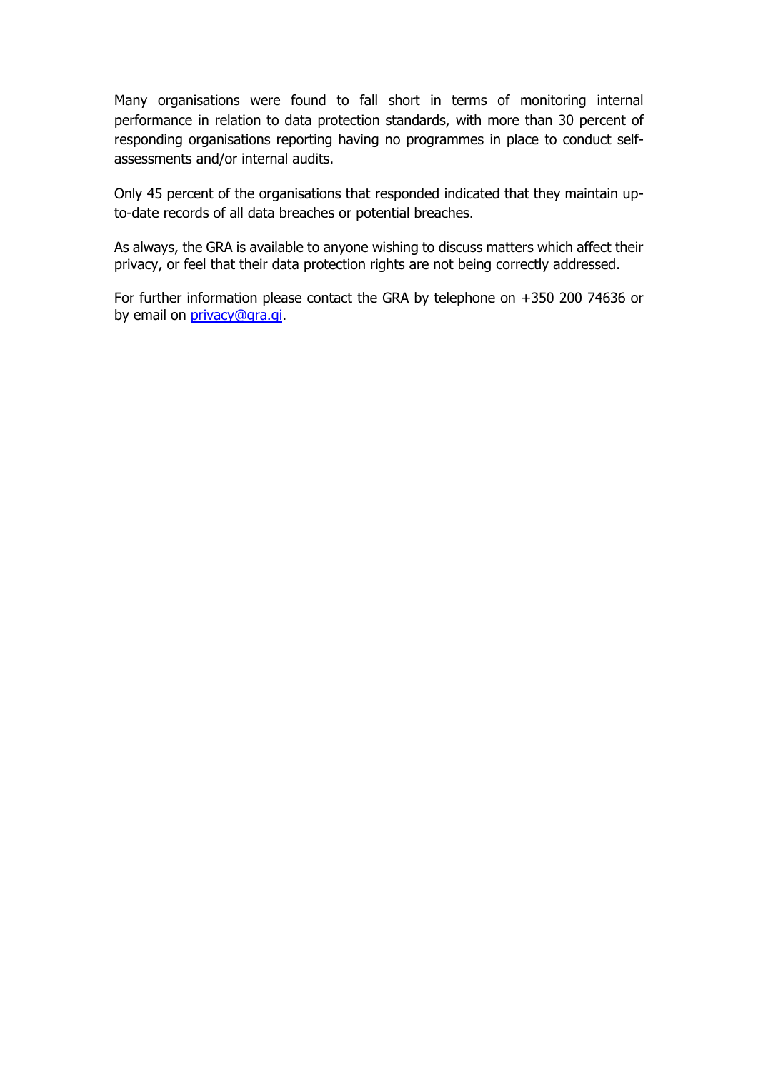Many organisations were found to fall short in terms of monitoring internal performance in relation to data protection standards, with more than 30 percent of responding organisations reporting having no programmes in place to conduct self-assessments and/or internal audits.

Only 45 percent of the organisations that responded indicated that they maintain up-to-date records of all data breaches or potential breaches.

As always, the GRA is available to anyone wishing to discuss matters which affect their privacy, or feel that their data protection rights are not being correctly addressed.

For further information please contact the GRA by telephone on +350 200 74636 or by email on privacy@gra.gi.